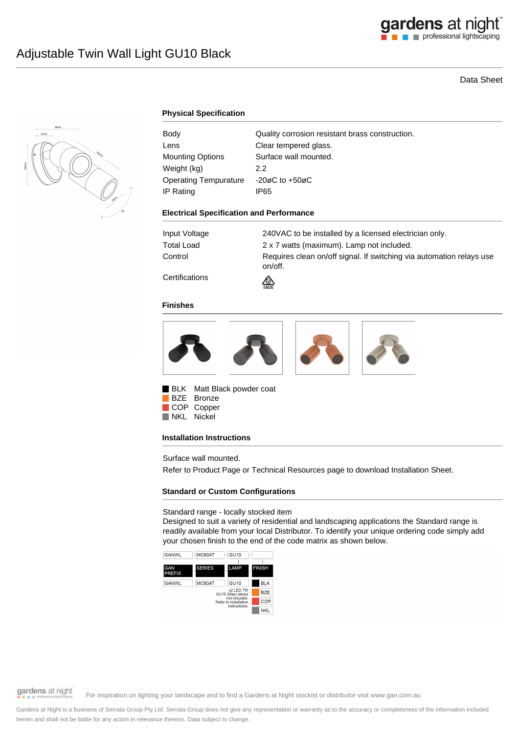# Adjustable Twin Wall Light GU10 Black

Data Sheet

### Physical Specification

| | |
|---|---|
| Body | Quality corrosion resistant brass construction. |
| Lens | Clear tempered glass. |
| Mounting Options | Surface wall mounted. |
| Weight (kg) | 2.2 |
| Operating Tempurature | -20øC to +50øC |
| IP Rating | IP65 |

### Electrical Specification and Performance

| | |
|---|---|
| Input Voltage | 240VAC to be installed by a licensed electrician only. |
| Total Load | 2 x 7 watts (maximum). Lamp not included. |
| Control | Requires clean on/off signal. If switching via automation relays use on/off. |
| Certifications | E4635 |

### Finishes

- BLK Matt Black powder coat
- BZE Bronze
- COP Copper
- NKL Nickel

### Installation Instructions

Surface wall mounted.

Refer to Product Page or Technical Resources page to download Installation Sheet.

### Standard or Custom Configurations

Standard range - locally stocked item

Designed to suit a variety of residential and landscaping applications the Standard range is readily available from your local Distributor. To identify your unique ordering code simply add your chosen finish to the end of the code matrix as shown below.

| GAN PREFIX | SERIES | LAMP | FINISH |
|---|---|---|---|
| GANWL | MC60AT | GU10 | |
| GANWL | MC60AT | GU10 | BLK |
| | | x2 LED 7W GU10 (Max) lamps not included. Refer to installation instructions. | BZE |
| | | | COP |
| | | | NKL |

For inspiration on lighting your landscape and to find a Gardens at Night stockist or distributor visit www.gan.com.au

Gardens at Night is a business of Serrata Group Pty Ltd. Serrata Group does not give any representation or warranty as to the accuracy or completeness of the information included herein and shall not be liable for any action in relevance thereon. Data subject to change.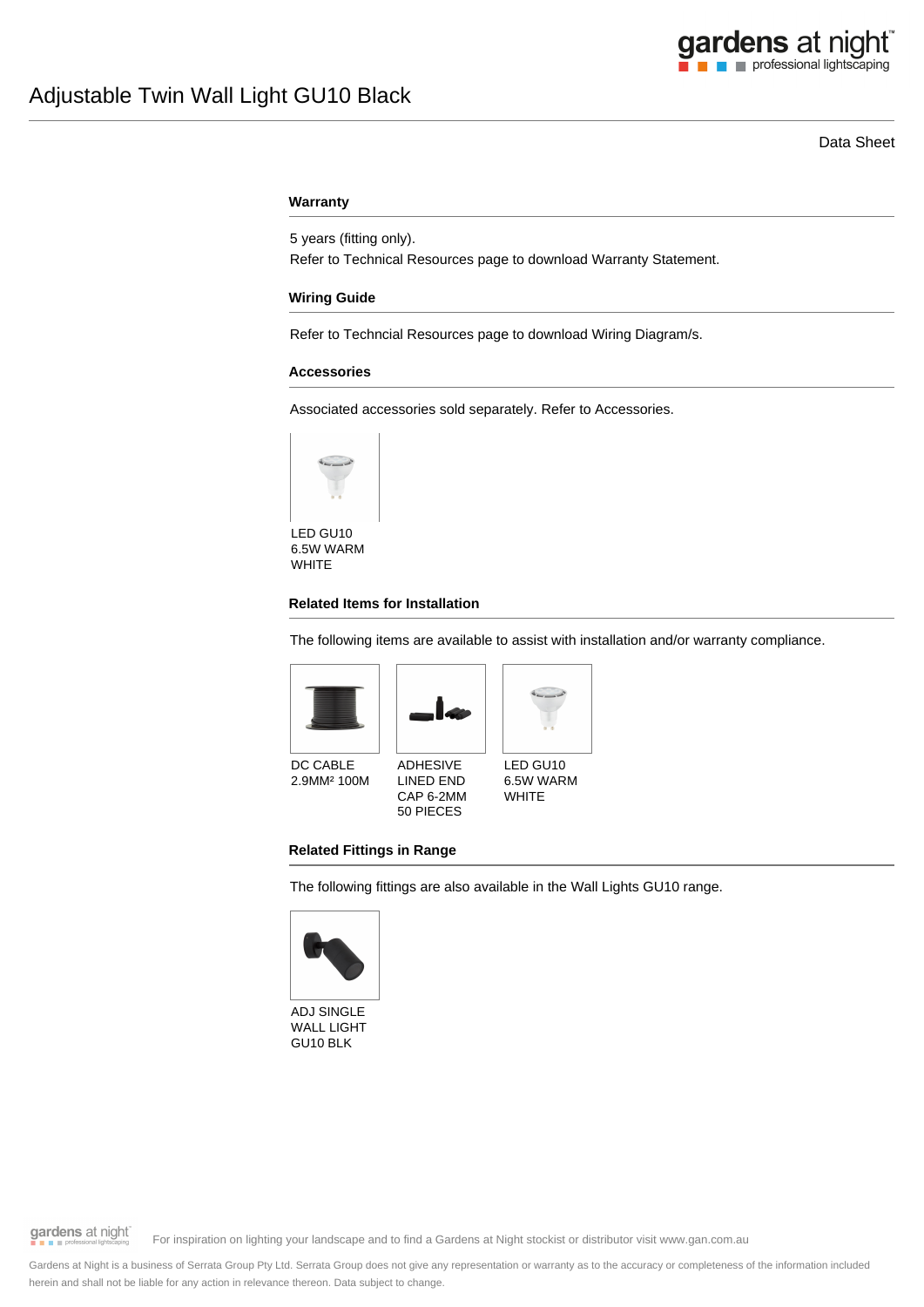# Adjustable Twin Wall Light GU10 Black

Data Sheet

### Warranty

5 years (fitting only).

Refer to Technical Resources page to download Warranty Statement.

### Wiring Guide

Refer to Techncial Resources page to download Wiring Diagram/s.

### Accessories

Associated accessories sold separately. Refer to Accessories.

LED GU10 6.5W WARM WHITE

### Related Items for Installation

The following items are available to assist with installation and/or warranty compliance.

DC CABLE 2.9MM² 100M

ADHESIVE LINED END CAP 6-2MM 50 PIECES

LED GU10 6.5W WARM WHITE

### Related Fittings in Range

The following fittings are also available in the Wall Lights GU10 range.

ADJ SINGLE WALL LIGHT GU10 BLK

For inspiration on lighting your landscape and to find a Gardens at Night stockist or distributor visit www.gan.com.au

Gardens at Night is a business of Serrata Group Pty Ltd. Serrata Group does not give any representation or warranty as to the accuracy or completeness of the information included herein and shall not be liable for any action in relevance thereon. Data subject to change.